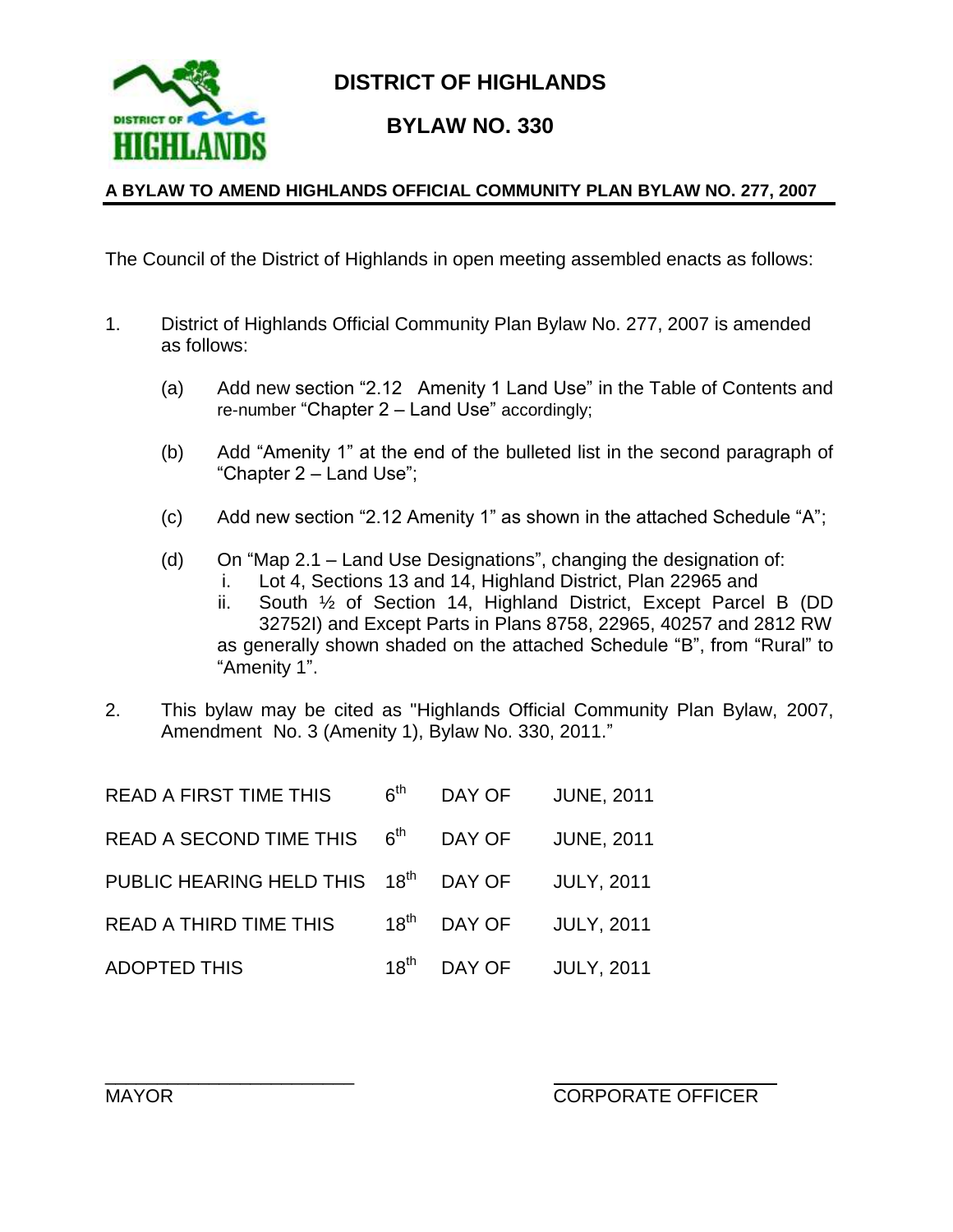# DISTRICT OF HIGHLANDS

## BYLAW NO. 330

**A BYLAW TO AMEND HIGHLANDS OFFICIAL COMMUNITY PLAN BYLAW NO. 277, 2007**

The Council of the District of Highlands in open meeting assembled enacts as follows:

1. District of Highlands Official Community Plan Bylaw No. 277, 2007 is amended as follows:

   (a) Add new section "2.12 Amenity 1 Land Use" in the Table of Contents and re-number "Chapter 2 – Land Use" accordingly;

   (b) Add "Amenity 1" at the end of the bulleted list in the second paragraph of "Chapter 2 – Land Use";

   (c) Add new section "2.12 Amenity 1" as shown in the attached Schedule "A";

   (d) On "Map 2.1 – Land Use Designations", changing the designation of:
      i. Lot 4, Sections 13 and 14, Highland District, Plan 22965 and
      ii. South ½ of Section 14, Highland District, Except Parcel B (DD 32752I) and Except Parts in Plans 8758, 22965, 40257 and 2812 RW

   as generally shown shaded on the attached Schedule "B", from "Rural" to "Amenity 1".

2. This bylaw may be cited as "Highlands Official Community Plan Bylaw, 2007, Amendment No. 3 (Amenity 1), Bylaw No. 330, 2011."

| | | | |
|---|---|---|---|
| READ A FIRST TIME THIS | 6th | DAY OF | JUNE, 2011 |
| READ A SECOND TIME THIS | 6th | DAY OF | JUNE, 2011 |
| PUBLIC HEARING HELD THIS | 18th | DAY OF | JULY, 2011 |
| READ A THIRD TIME THIS | 18th | DAY OF | JULY, 2011 |
| ADOPTED THIS | 18th | DAY OF | JULY, 2011 |

\_\_\_\_\_\_\_\_\_\_\_\_\_\_\_\_\_\_\_\_\_\_\_\_
MAYOR

\_\_\_\_\_\_\_\_\_\_\_\_\_\_\_\_\_\_\_\_\_\_\_\_
CORPORATE OFFICER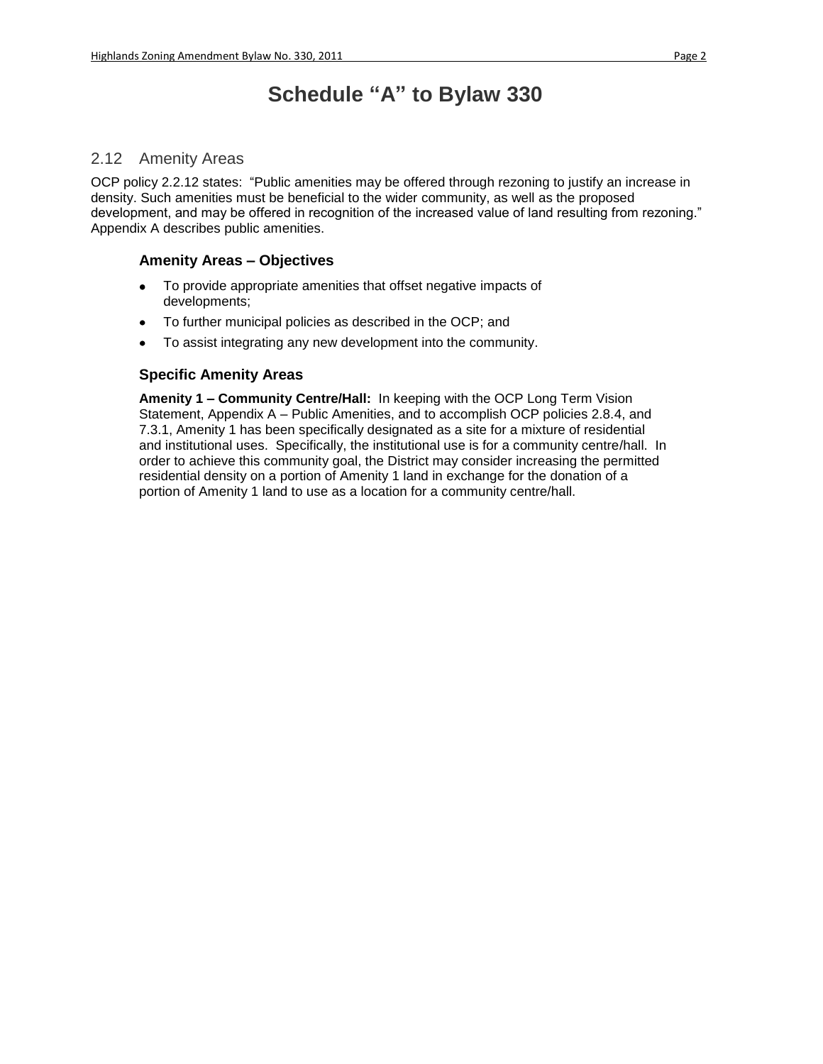# Schedule "A" to Bylaw 330

## 2.12 Amenity Areas

OCP policy 2.2.12 states: "Public amenities may be offered through rezoning to justify an increase in density. Such amenities must be beneficial to the wider community, as well as the proposed development, and may be offered in recognition of the increased value of land resulting from rezoning." Appendix A describes public amenities.

### Amenity Areas – Objectives

- To provide appropriate amenities that offset negative impacts of developments;
- To further municipal policies as described in the OCP; and
- To assist integrating any new development into the community.

### Specific Amenity Areas

**Amenity 1 – Community Centre/Hall:** In keeping with the OCP Long Term Vision Statement, Appendix A – Public Amenities, and to accomplish OCP policies 2.8.4, and 7.3.1, Amenity 1 has been specifically designated as a site for a mixture of residential and institutional uses. Specifically, the institutional use is for a community centre/hall. In order to achieve this community goal, the District may consider increasing the permitted residential density on a portion of Amenity 1 land in exchange for the donation of a portion of Amenity 1 land to use as a location for a community centre/hall.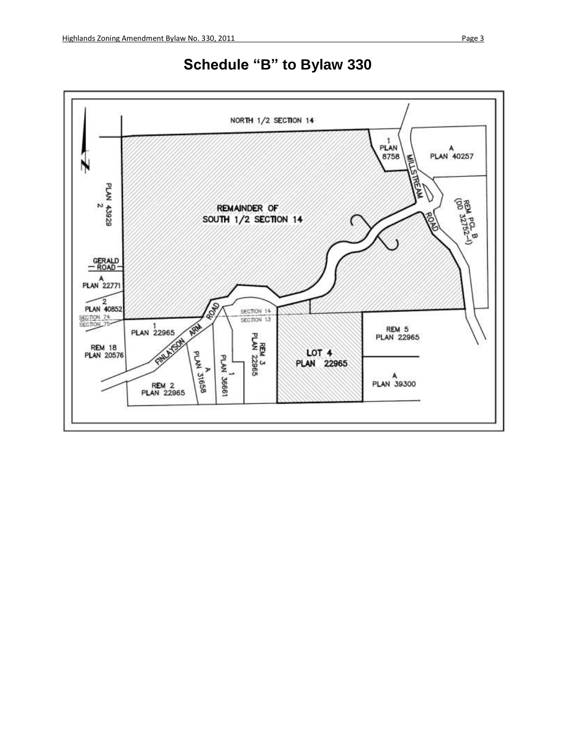# Schedule "B" to Bylaw 330

NORTH 1/2 SECTION 14

1
PLAN
8758

A
PLAN 40257

MILLSTREAM ROAD

REM PCL B
(DD 32752-I)

PLAN 43929
2

REMAINDER OF
SOUTH 1/2 SECTION 14

GERALD
ROAD

A
PLAN 22771

2
PLAN 40852

SECTION 74
SECTION 75

FINLAYSON ARM ROAD

SECTION 14
SECTION 13

1
PLAN 22965

REM 18
PLAN 20576

A
PLAN 31658

1
PLAN 36661

REM 3
PLAN 22965

LOT 4
PLAN 22965

REM 5
PLAN 22965

A
PLAN 39300

REM 2
PLAN 22965